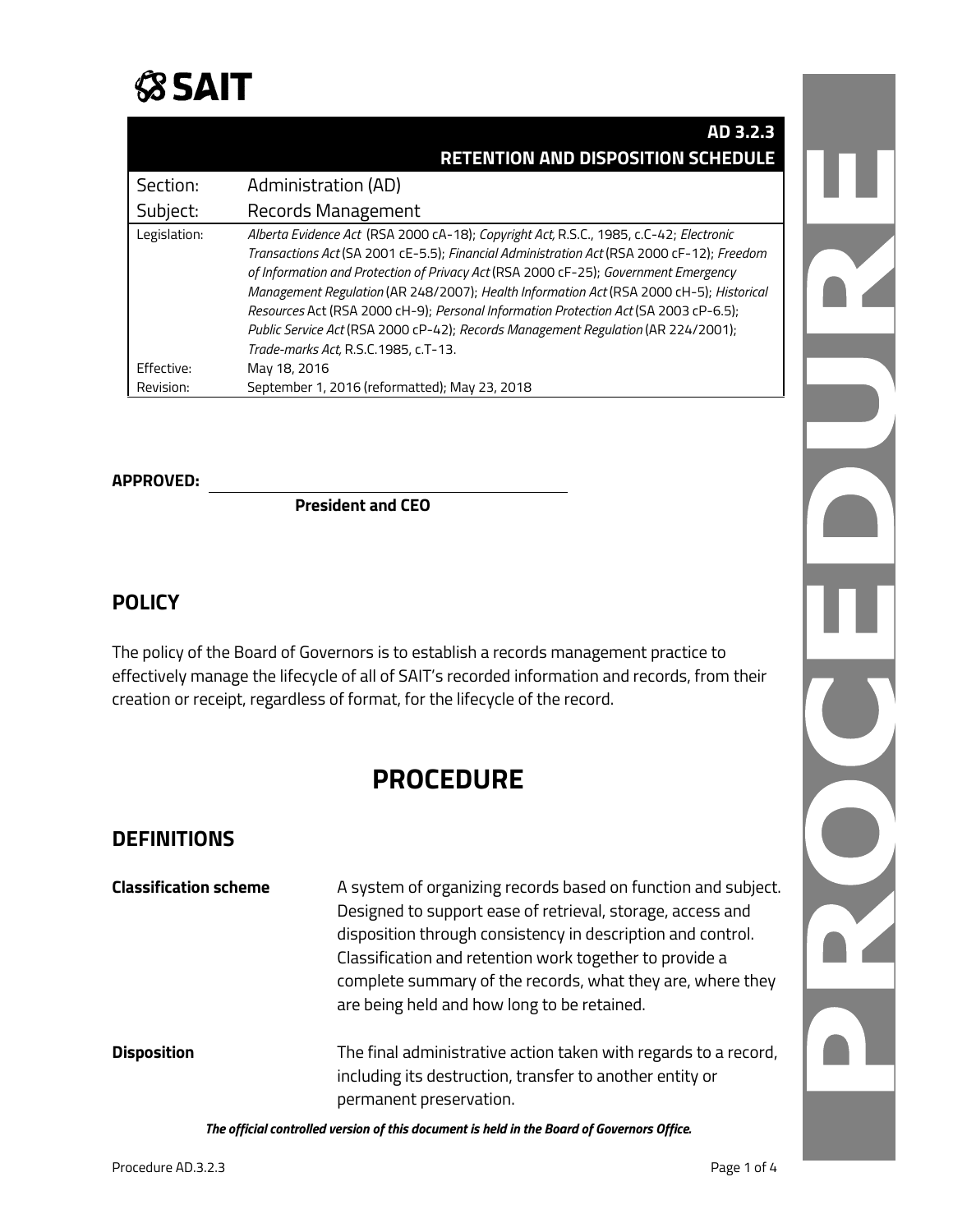# SAIT

| AD 3.2.3 RETENTION AND DISPOSITION SCHEDULE | |
|---|---|
| Section: | Administration (AD) |
| Subject: | Records Management |
| Legislation: | *Alberta Evidence Act* (RSA 2000 cA-18); *Copyright Act,* R.S.C., 1985, c.C-42; *Electronic Transactions Act* (SA 2001 cE-5.5); *Financial Administration Act* (RSA 2000 cF-12); *Freedom of Information and Protection of Privacy Act* (RSA 2000 cF-25); *Government Emergency Management Regulation* (AR 248/2007); *Health Information Act* (RSA 2000 cH-5); *Historical Resources* Act (RSA 2000 cH-9); *Personal Information Protection Act* (SA 2003 cP-6.5); *Public Service Act* (RSA 2000 cP-42); *Records Management Regulation* (AR 224/2001); *Trade-marks Act,* R.S.C.1985, c.T-13. |
| Effective: | May 18, 2016 |
| Revision: | September 1, 2016 (reformatted); May 23, 2018 |

**APPROVED:** ______________________________

**President and CEO**

## POLICY

The policy of the Board of Governors is to establish a records management practice to effectively manage the lifecycle of all of SAIT's recorded information and records, from their creation or receipt, regardless of format, for the lifecycle of the record.

# PROCEDURE

## DEFINITIONS

**Classification scheme** A system of organizing records based on function and subject. Designed to support ease of retrieval, storage, access and disposition through consistency in description and control. Classification and retention work together to provide a complete summary of the records, what they are, where they are being held and how long to be retained.

**Disposition** The final administrative action taken with regards to a record, including its destruction, transfer to another entity or permanent preservation.

*The official controlled version of this document is held in the Board of Governors Office.*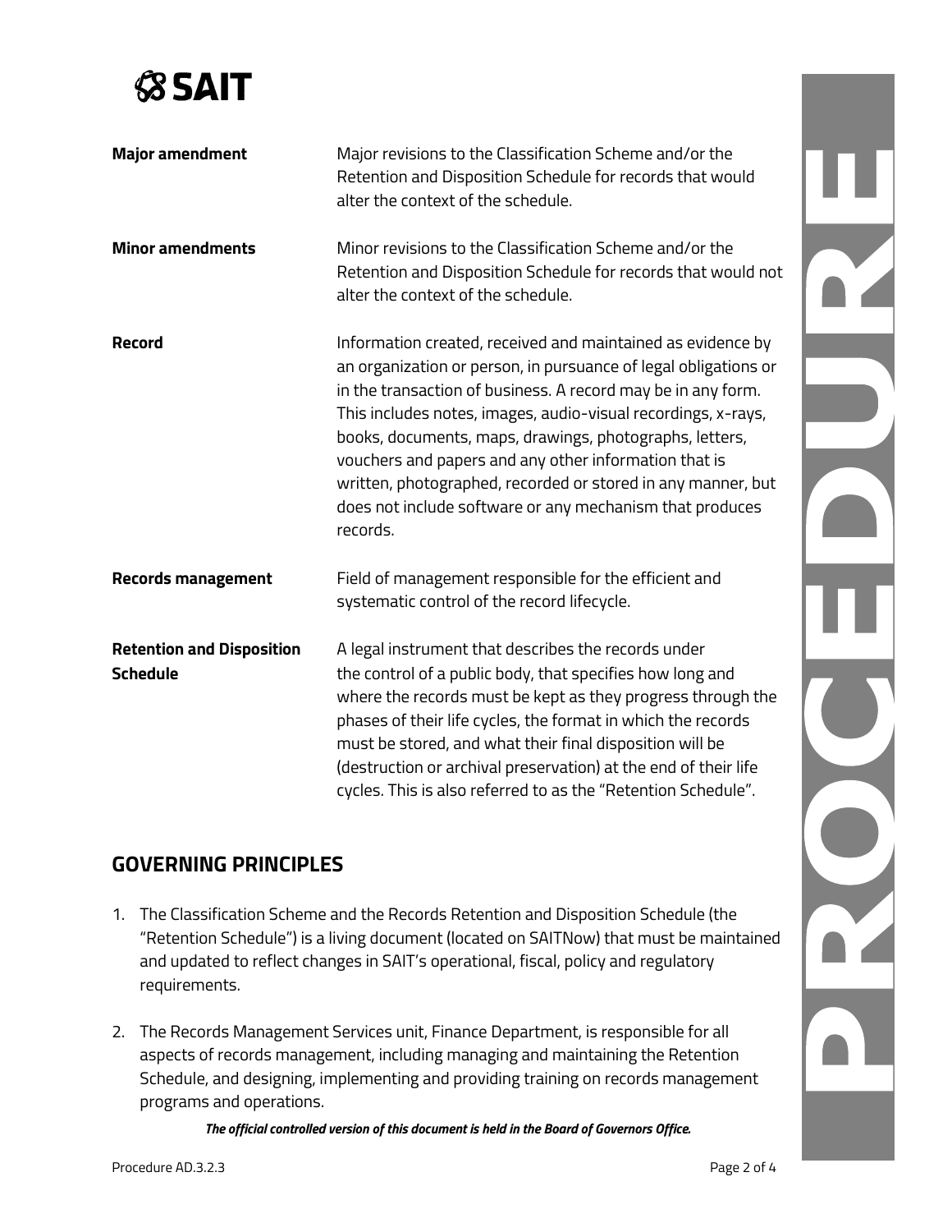| | |
|---|---|
| **Major amendment** | Major revisions to the Classification Scheme and/or the Retention and Disposition Schedule for records that would alter the context of the schedule. |
| **Minor amendments** | Minor revisions to the Classification Scheme and/or the Retention and Disposition Schedule for records that would not alter the context of the schedule. |
| **Record** | Information created, received and maintained as evidence by an organization or person, in pursuance of legal obligations or in the transaction of business. A record may be in any form. This includes notes, images, audio-visual recordings, x-rays, books, documents, maps, drawings, photographs, letters, vouchers and papers and any other information that is written, photographed, recorded or stored in any manner, but does not include software or any mechanism that produces records. |
| **Records management** | Field of management responsible for the efficient and systematic control of the record lifecycle. |
| **Retention and Disposition Schedule** | A legal instrument that describes the records under the control of a public body, that specifies how long and where the records must be kept as they progress through the phases of their life cycles, the format in which the records must be stored, and what their final disposition will be (destruction or archival preservation) at the end of their life cycles. This is also referred to as the "Retention Schedule". |

## GOVERNING PRINCIPLES

1. The Classification Scheme and the Records Retention and Disposition Schedule (the "Retention Schedule") is a living document (located on SAITNow) that must be maintained and updated to reflect changes in SAIT's operational, fiscal, policy and regulatory requirements.

2. The Records Management Services unit, Finance Department, is responsible for all aspects of records management, including managing and maintaining the Retention Schedule, and designing, implementing and providing training on records management programs and operations.

***The official controlled version of this document is held in the Board of Governors Office.***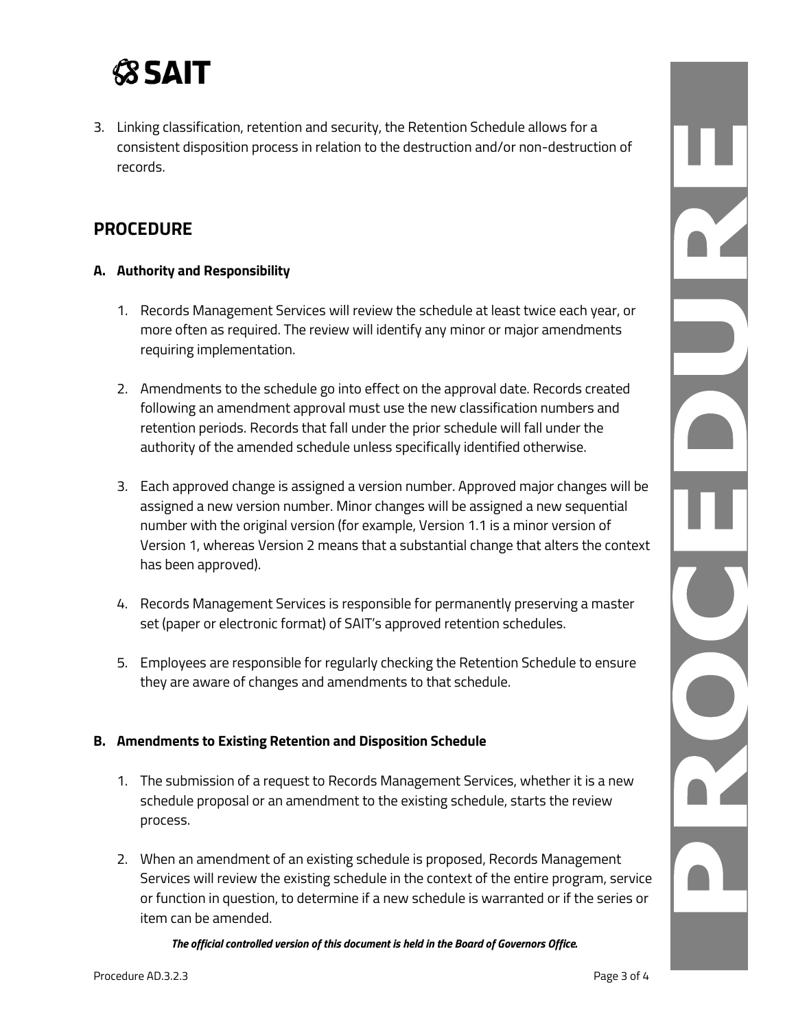3. Linking classification, retention and security, the Retention Schedule allows for a consistent disposition process in relation to the destruction and/or non-destruction of records.

## PROCEDURE

### A. Authority and Responsibility

1. Records Management Services will review the schedule at least twice each year, or more often as required. The review will identify any minor or major amendments requiring implementation.

2. Amendments to the schedule go into effect on the approval date. Records created following an amendment approval must use the new classification numbers and retention periods. Records that fall under the prior schedule will fall under the authority of the amended schedule unless specifically identified otherwise.

3. Each approved change is assigned a version number. Approved major changes will be assigned a new version number. Minor changes will be assigned a new sequential number with the original version (for example, Version 1.1 is a minor version of Version 1, whereas Version 2 means that a substantial change that alters the context has been approved).

4. Records Management Services is responsible for permanently preserving a master set (paper or electronic format) of SAIT's approved retention schedules.

5. Employees are responsible for regularly checking the Retention Schedule to ensure they are aware of changes and amendments to that schedule.

### B. Amendments to Existing Retention and Disposition Schedule

1. The submission of a request to Records Management Services, whether it is a new schedule proposal or an amendment to the existing schedule, starts the review process.

2. When an amendment of an existing schedule is proposed, Records Management Services will review the existing schedule in the context of the entire program, service or function in question, to determine if a new schedule is warranted or if the series or item can be amended.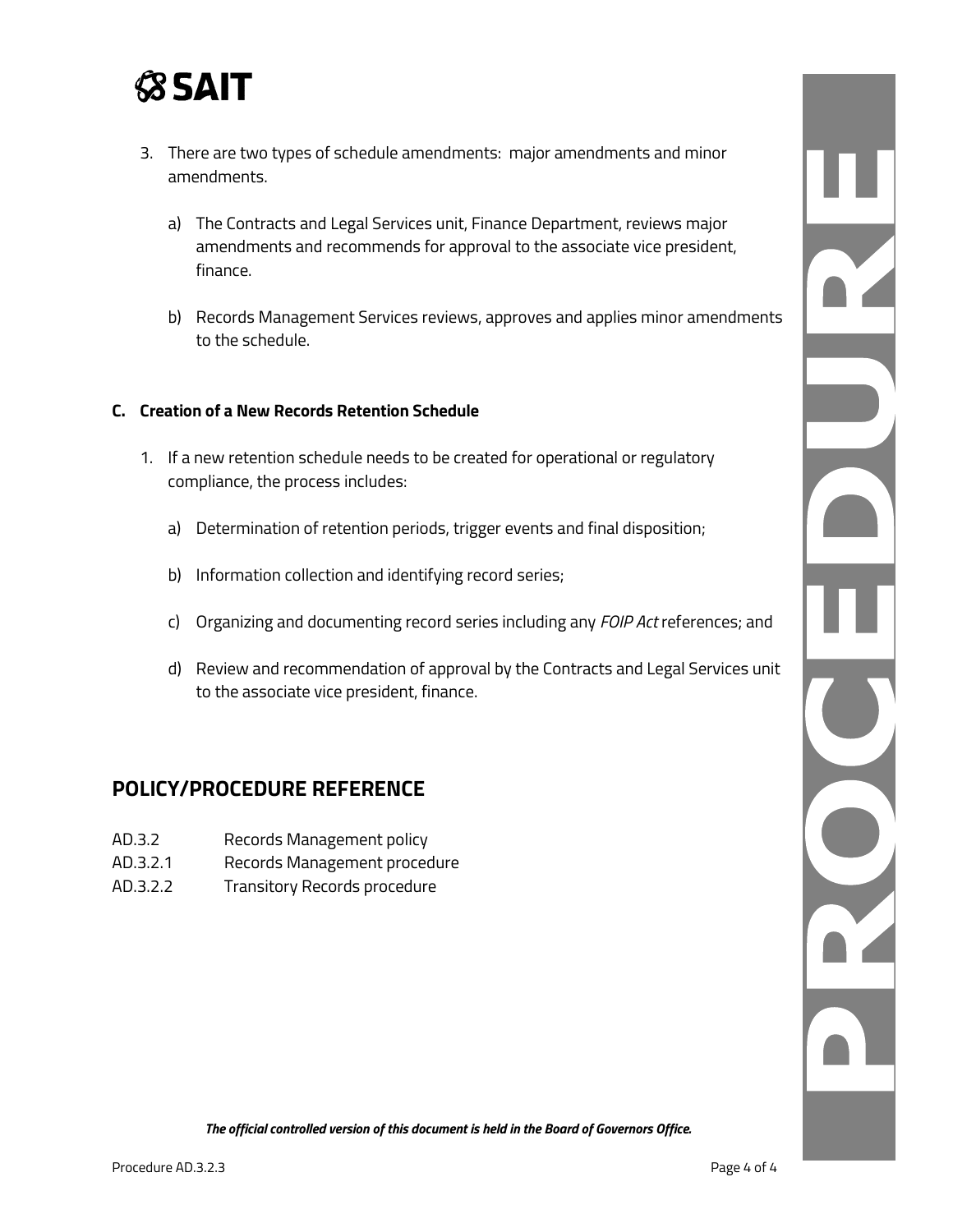3. There are two types of schedule amendments: major amendments and minor amendments.

   a) The Contracts and Legal Services unit, Finance Department, reviews major amendments and recommends for approval to the associate vice president, finance.

   b) Records Management Services reviews, approves and applies minor amendments to the schedule.

**C. Creation of a New Records Retention Schedule**

1. If a new retention schedule needs to be created for operational or regulatory compliance, the process includes:

   a) Determination of retention periods, trigger events and final disposition;

   b) Information collection and identifying record series;

   c) Organizing and documenting record series including any *FOIP Act* references; and

   d) Review and recommendation of approval by the Contracts and Legal Services unit to the associate vice president, finance.

## POLICY/PROCEDURE REFERENCE

| | |
|---|---|
| AD.3.2 | Records Management policy |
| AD.3.2.1 | Records Management procedure |
| AD.3.2.2 | Transitory Records procedure |

***The official controlled version of this document is held in the Board of Governors Office.***